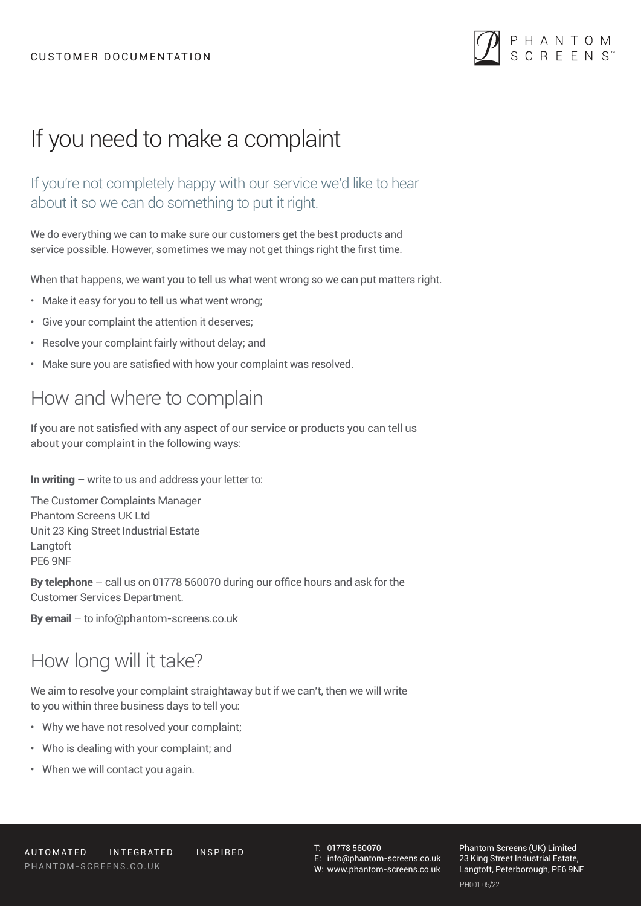# If you need to make a complaint

## If you're not completely happy with our service we'd like to hear about it so we can do something to put it right.

We do everything we can to make sure our customers get the best products and service possible. However, sometimes we may not get things right the first time.

When that happens, we want you to tell us what went wrong so we can put matters right.

- Make it easy for you to tell us what went wrong;
- Give your complaint the attention it deserves;
- Resolve your complaint fairly without delay; and
- Make sure you are satisfied with how your complaint was resolved.

## How and where to complain

If you are not satisfied with any aspect of our service or products you can tell us about your complaint in the following ways:

**In writing** – write to us and address your letter to:

The Customer Complaints Manager
Phantom Screens UK Ltd
Unit 23 King Street Industrial Estate
Langtoft
PE6 9NF

**By telephone** – call us on 01778 560070 during our office hours and ask for the Customer Services Department.

**By email** – to info@phantom-screens.co.uk

## How long will it take?

We aim to resolve your complaint straightaway but if we can't, then we will write to you within three business days to tell you:

- Why we have not resolved your complaint;
- Who is dealing with your complaint; and
- When we will contact you again.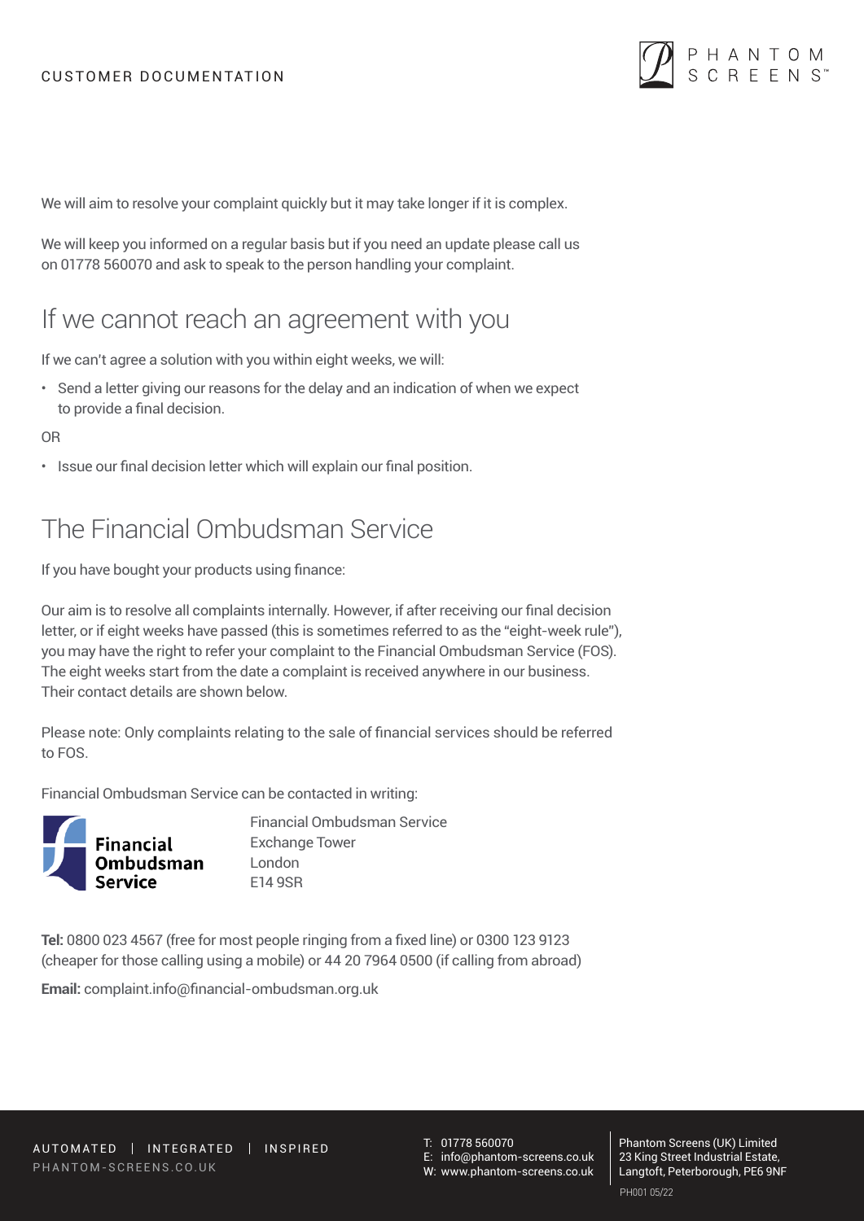We will aim to resolve your complaint quickly but it may take longer if it is complex.

We will keep you informed on a regular basis but if you need an update please call us on 01778 560070 and ask to speak to the person handling your complaint.

## If we cannot reach an agreement with you

If we can't agree a solution with you within eight weeks, we will:

- Send a letter giving our reasons for the delay and an indication of when we expect to provide a final decision.

OR

- Issue our final decision letter which will explain our final position.

## The Financial Ombudsman Service

If you have bought your products using finance:

Our aim is to resolve all complaints internally. However, if after receiving our final decision letter, or if eight weeks have passed (this is sometimes referred to as the "eight-week rule"), you may have the right to refer your complaint to the Financial Ombudsman Service (FOS). The eight weeks start from the date a complaint is received anywhere in our business. Their contact details are shown below.

Please note: Only complaints relating to the sale of financial services should be referred to FOS.

Financial Ombudsman Service can be contacted in writing:

Financial Ombudsman Service
Exchange Tower
London
E14 9SR

**Tel:** 0800 023 4567 (free for most people ringing from a fixed line) or 0300 123 9123 (cheaper for those calling using a mobile) or 44 20 7964 0500 (if calling from abroad)

**Email:** complaint.info@financial-ombudsman.org.uk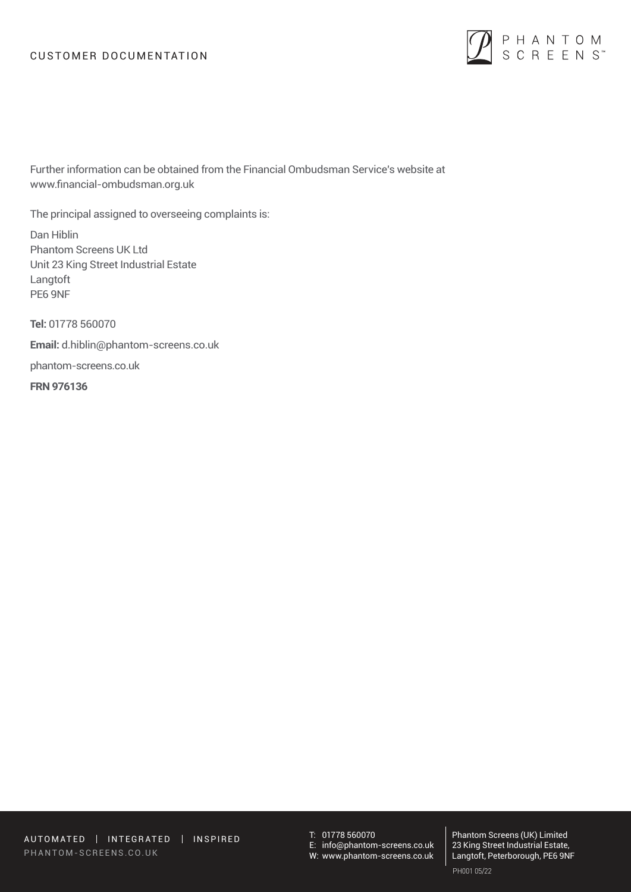Further information can be obtained from the Financial Ombudsman Service's website at www.financial-ombudsman.org.uk

The principal assigned to overseeing complaints is:

Dan Hiblin
Phantom Screens UK Ltd
Unit 23 King Street Industrial Estate
Langtoft
PE6 9NF

**Tel:** 01778 560070

**Email:** d.hiblin@phantom-screens.co.uk

phantom-screens.co.uk

**FRN 976136**